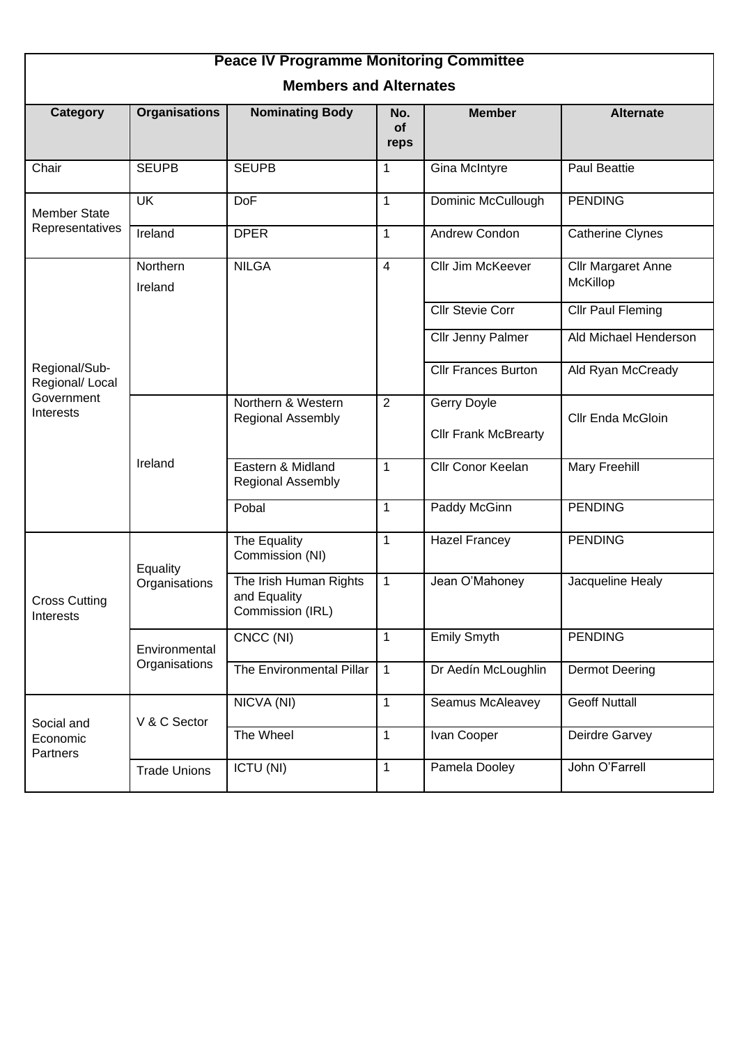## Peace IV Programme Monitoring Committee

### Members and Alternates

| Category | Organisations | Nominating Body | No. of reps | Member | Alternate |
|---|---|---|---|---|---|
| Chair | SEUPB | SEUPB | 1 | Gina McIntyre | Paul Beattie |
| Member State Representatives | UK | DoF | 1 | Dominic McCullough | PENDING |
| | Ireland | DPER | 1 | Andrew Condon | Catherine Clynes |
| Regional/Sub-Regional/ Local Government Interests | Northern Ireland | NILGA | 4 | Cllr Jim McKeever | Cllr Margaret Anne McKillop |
| | | | | Cllr Stevie Corr | Cllr Paul Fleming |
| | | | | Cllr Jenny Palmer | Ald Michael Henderson |
| | | | | Cllr Frances Burton | Ald Ryan McCready |
| | Ireland | Northern & Western Regional Assembly | 2 | Gerry Doyle<br>Cllr Frank McBrearty | Cllr Enda McGloin |
| | | Eastern & Midland Regional Assembly | 1 | Cllr Conor Keelan | Mary Freehill |
| | | Pobal | 1 | Paddy McGinn | PENDING |
| Cross Cutting Interests | Equality Organisations | The Equality Commission (NI) | 1 | Hazel Francey | PENDING |
| | | The Irish Human Rights and Equality Commission (IRL) | 1 | Jean O'Mahoney | Jacqueline Healy |
| | Environmental Organisations | CNCC (NI) | 1 | Emily Smyth | PENDING |
| | | The Environmental Pillar | 1 | Dr Aedín McLoughlin | Dermot Deering |
| Social and Economic Partners | V & C Sector | NICVA (NI) | 1 | Seamus McAleavey | Geoff Nuttall |
| | | The Wheel | 1 | Ivan Cooper | Deirdre Garvey |
| | Trade Unions | ICTU (NI) | 1 | Pamela Dooley | John O'Farrell |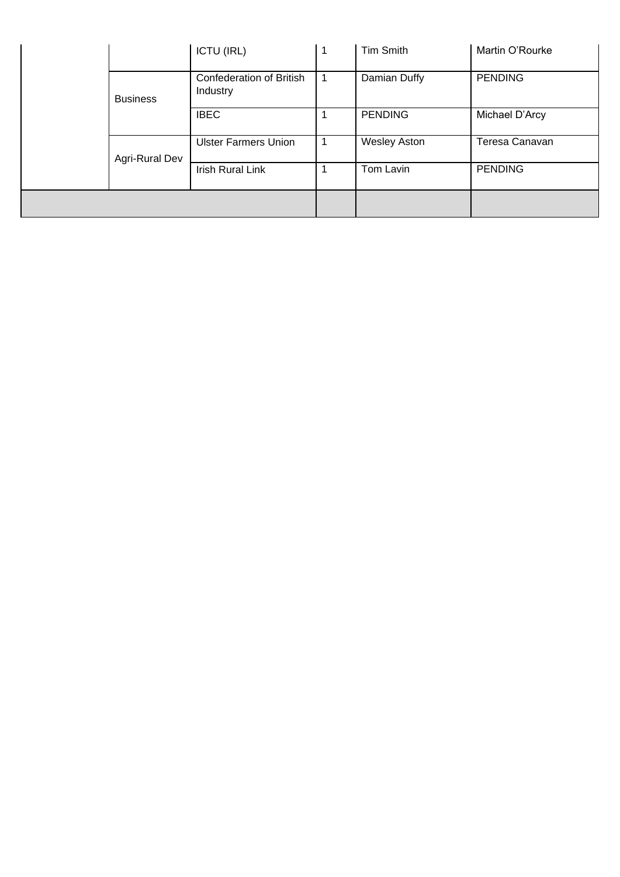| | | | | | |
|---|---|---|---|---|---|
| | | ICTU (IRL) | 1 | Tim Smith | Martin O'Rourke |
| | Business | Confederation of British Industry | 1 | Damian Duffy | PENDING |
| | | IBEC | 1 | PENDING | Michael D'Arcy |
| | Agri-Rural Dev | Ulster Farmers Union | 1 | Wesley Aston | Teresa Canavan |
| | | Irish Rural Link | 1 | Tom Lavin | PENDING |
| | | | | | |